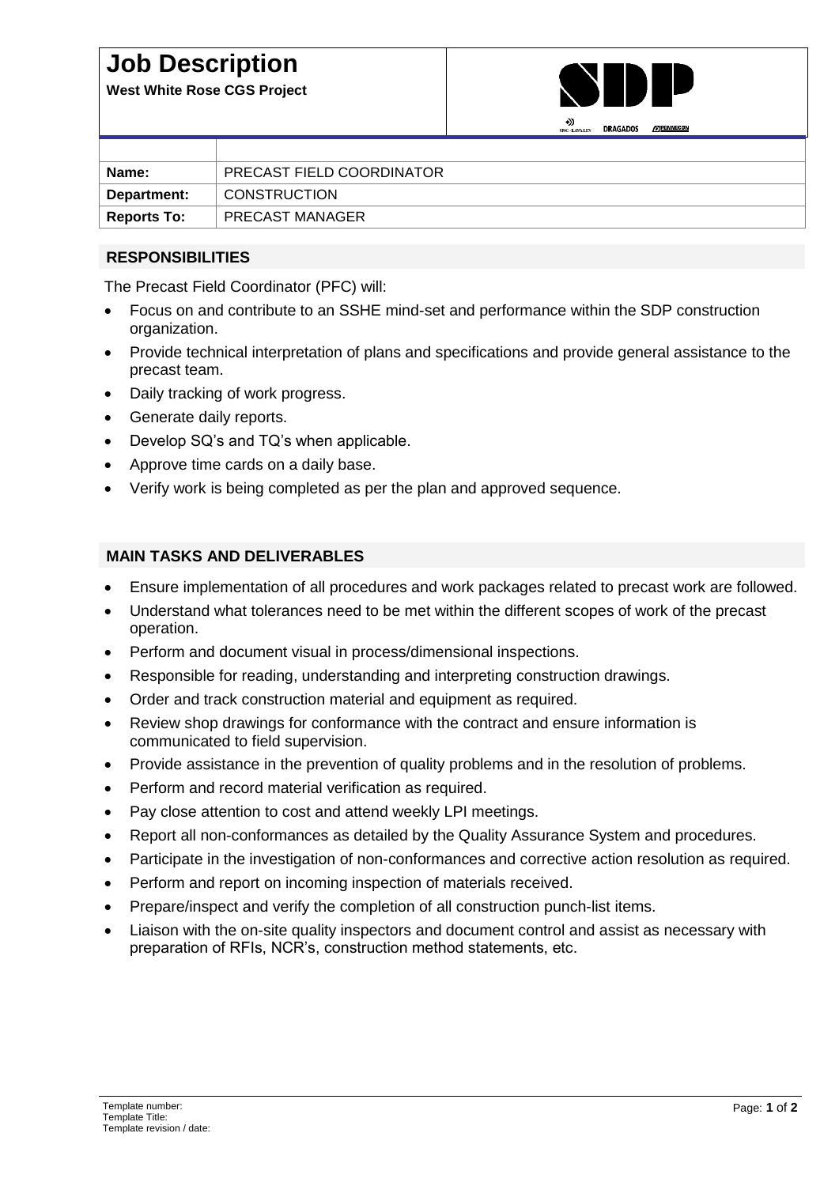# Job Description

**West White Rose CGS Project**

| | |
|---|---|
| **Name:** | PRECAST FIELD COORDINATOR |
| **Department:** | CONSTRUCTION |
| **Reports To:** | PRECAST MANAGER |

## RESPONSIBILITIES

The Precast Field Coordinator (PFC) will:

- Focus on and contribute to an SSHE mind-set and performance within the SDP construction organization.
- Provide technical interpretation of plans and specifications and provide general assistance to the precast team.
- Daily tracking of work progress.
- Generate daily reports.
- Develop SQ's and TQ's when applicable.
- Approve time cards on a daily base.
- Verify work is being completed as per the plan and approved sequence.

## MAIN TASKS AND DELIVERABLES

- Ensure implementation of all procedures and work packages related to precast work are followed.
- Understand what tolerances need to be met within the different scopes of work of the precast operation.
- Perform and document visual in process/dimensional inspections.
- Responsible for reading, understanding and interpreting construction drawings.
- Order and track construction material and equipment as required.
- Review shop drawings for conformance with the contract and ensure information is communicated to field supervision.
- Provide assistance in the prevention of quality problems and in the resolution of problems.
- Perform and record material verification as required.
- Pay close attention to cost and attend weekly LPI meetings.
- Report all non-conformances as detailed by the Quality Assurance System and procedures.
- Participate in the investigation of non-conformances and corrective action resolution as required.
- Perform and report on incoming inspection of materials received.
- Prepare/inspect and verify the completion of all construction punch-list items.
- Liaison with the on-site quality inspectors and document control and assist as necessary with preparation of RFIs, NCR's, construction method statements, etc.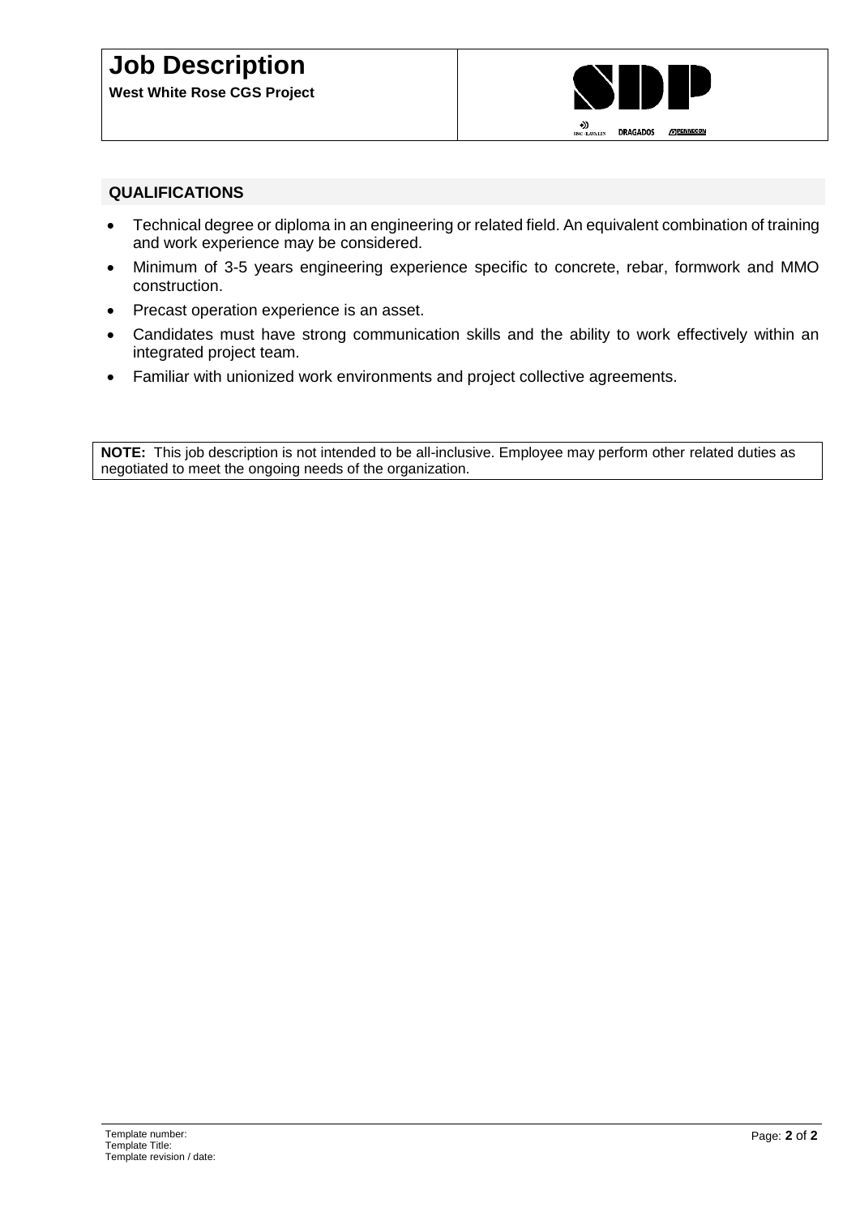## QUALIFICATIONS

- Technical degree or diploma in an engineering or related field. An equivalent combination of training and work experience may be considered.
- Minimum of 3-5 years engineering experience specific to concrete, rebar, formwork and MMO construction.
- Precast operation experience is an asset.
- Candidates must have strong communication skills and the ability to work effectively within an integrated project team.
- Familiar with unionized work environments and project collective agreements.

**NOTE:** This job description is not intended to be all-inclusive. Employee may perform other related duties as negotiated to meet the ongoing needs of the organization.